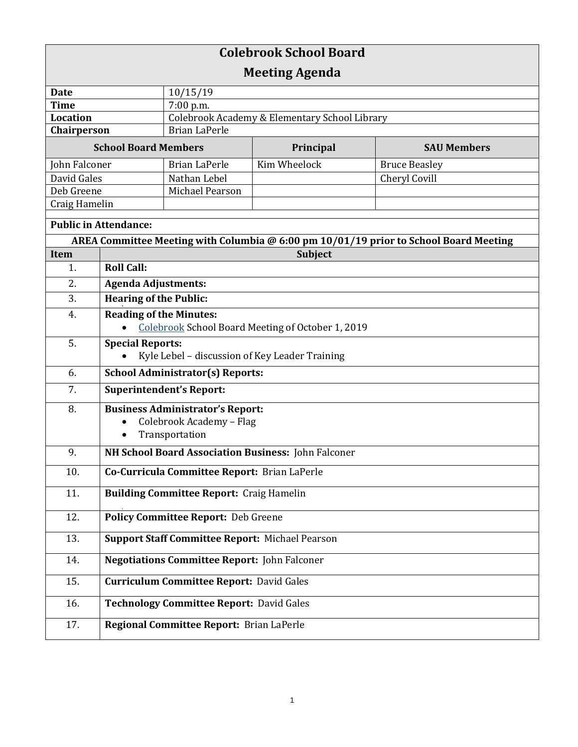# Colebrook School Board

## Meeting Agenda

| | |
|---|---|
| **Date** | 10/15/19 |
| **Time** | 7:00 p.m. |
| **Location** | Colebrook Academy & Elementary School Library |
| **Chairperson** | Brian LaPerle |

| **School Board Members** | | **Principal** | **SAU Members** |
|---|---|---|---|
| John Falconer | Brian LaPerle | Kim Wheelock | Bruce Beasley |
| David Gales | Nathan Lebel | | Cheryl Covill |
| Deb Greene | Michael Pearson | | |
| Craig Hamelin | | | |

**Public in Attendance:**

**AREA Committee Meeting with Columbia @ 6:00 pm 10/01/19 prior to School Board Meeting**

| Item | Subject |
|---|---|
| 1. | **Roll Call:** |
| 2. | **Agenda Adjustments:** |
| 3. | **Hearing of the Public:** |
| 4. | **Reading of the Minutes:**<br>• Colebrook School Board Meeting of October 1, 2019 |
| 5. | **Special Reports:**<br>• Kyle Lebel – discussion of Key Leader Training |
| 6. | **School Administrator(s) Reports:** |
| 7. | **Superintendent's Report:** |
| 8. | **Business Administrator's Report:**<br>• Colebrook Academy – Flag<br>• Transportation |
| 9. | **NH School Board Association Business:** John Falconer |
| 10. | **Co-Curricula Committee Report:** Brian LaPerle |
| 11. | **Building Committee Report:** Craig Hamelin |
| 12. | **Policy Committee Report:** Deb Greene |
| 13. | **Support Staff Committee Report:** Michael Pearson |
| 14. | **Negotiations Committee Report:** John Falconer |
| 15. | **Curriculum Committee Report:** David Gales |
| 16. | **Technology Committee Report:** David Gales |
| 17. | **Regional Committee Report:** Brian LaPerle |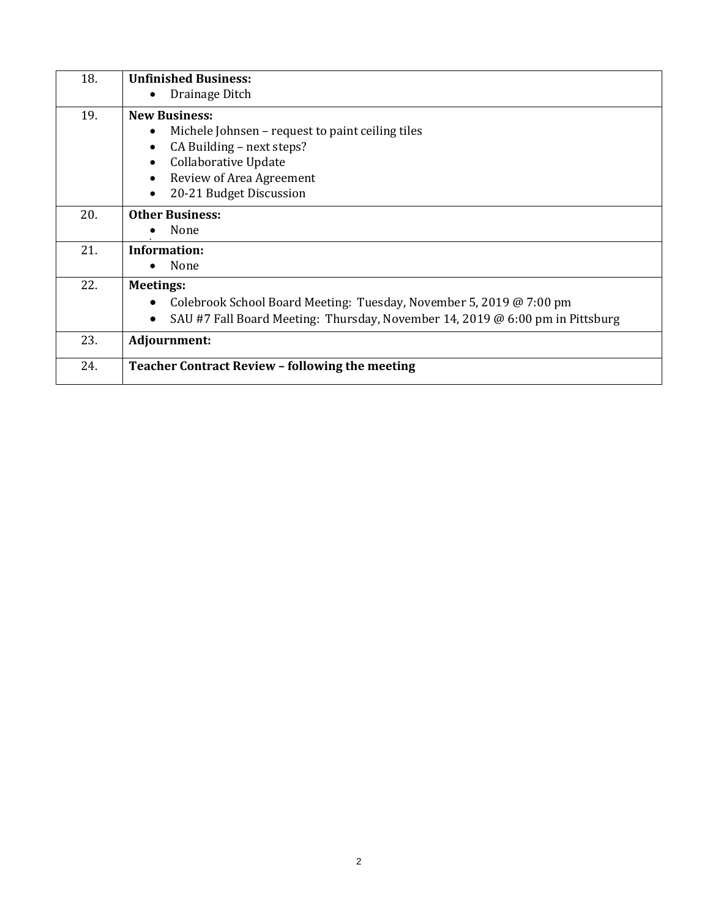| | |
|---|---|
| 18. | **Unfinished Business:**<br>• Drainage Ditch |
| 19. | **New Business:**<br>• Michele Johnsen – request to paint ceiling tiles<br>• CA Building – next steps?<br>• Collaborative Update<br>• Review of Area Agreement<br>• 20-21 Budget Discussion |
| 20. | **Other Business:**<br>• None |
| 21. | **Information:**<br>• None |
| 22. | **Meetings:**<br>• Colebrook School Board Meeting: Tuesday, November 5, 2019 @ 7:00 pm<br>• SAU #7 Fall Board Meeting: Thursday, November 14, 2019 @ 6:00 pm in Pittsburg |
| 23. | **Adjournment:** |
| 24. | **Teacher Contract Review – following the meeting** |